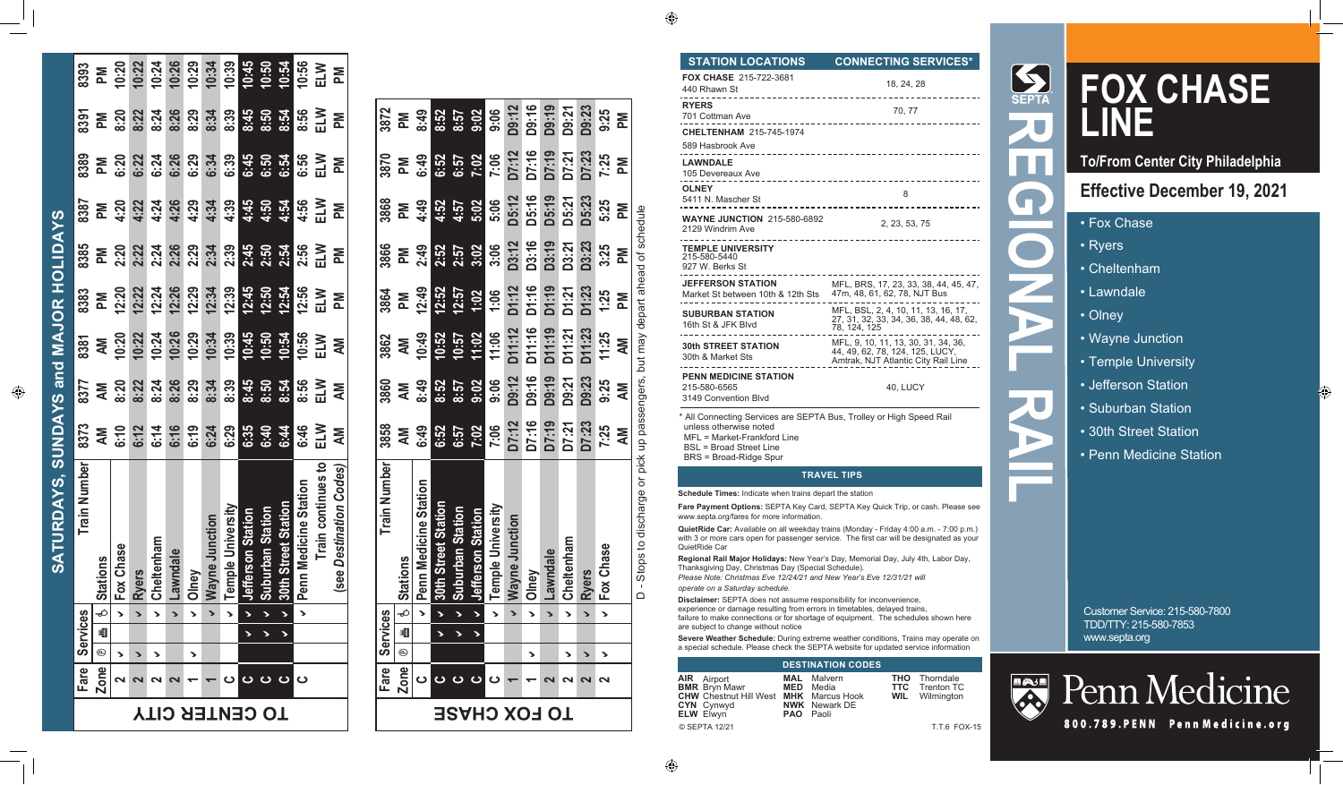# FOX CHASE LINE

**SEPTA REGIONAL RAIL**

## To/From Center City Philadelphia

## Effective December 19, 2021

- Fox Chase
- Ryers
- Cheltenham
- Lawndale
- Olney
- Wayne Junction
- Temple University
- Jefferson Station
- Suburban Station
- 30th Street Station
- Penn Medicine Station

Customer Service: 215-580-7800
TDD/TTY: 215-580-7853
www.septa.org

Penn Medicine
800.789.PENN PennMedicine.org

## SATURDAYS, SUNDAYS and MAJOR HOLIDAYS

### TO CENTER CITY

| Fare Zone | Services (QuietRide) | Services (Parking) | Services (Accessible) | Stations / Train Number | 8373 | 8377 | 8381 | 8383 | 8385 | 8387 | 8389 | 8391 | 8393 |
|---|---|---|---|---|---|---|---|---|---|---|---|---|---|
| | | | | | AM | AM | AM | PM | PM | PM | PM | PM | PM |
| 2 | ✓ | | ✓ | Fox Chase | 6:10 | 8:20 | 10:20 | 12:20 | 2:20 | 4:20 | 6:20 | 8:20 | 10:20 |
| 2 | ✓ | | ✓ | Ryers | 6:12 | 8:22 | 10:22 | 12:22 | 2:22 | 4:22 | 6:22 | 8:22 | 10:22 |
| 2 | ✓ | | ✓ | Cheltenham | 6:14 | 8:24 | 10:24 | 12:24 | 2:24 | 4:24 | 6:24 | 8:24 | 10:24 |
| 2 | | | ✓ | Lawndale | 6:16 | 8:26 | 10:26 | 12:26 | 2:26 | 4:26 | 6:26 | 8:26 | 10:26 |
| 1 | ✓ | | ✓ | Olney | 6:19 | 8:29 | 10:29 | 12:29 | 2:29 | 4:29 | 6:29 | 8:29 | 10:29 |
| 1 | | | ✓ | Wayne Junction | 6:24 | 8:34 | 10:34 | 12:34 | 2:34 | 4:34 | 6:34 | 8:34 | 10:34 |
| C | | | ✓ | Temple University | 6:29 | 8:39 | 10:39 | 12:39 | 2:39 | 4:39 | 6:39 | 8:39 | 10:39 |
| C | | ✓ | ✓ | Jefferson Station | 6:35 | 8:45 | 10:45 | 12:45 | 2:45 | 4:45 | 6:45 | 8:45 | 10:45 |
| C | | ✓ | ✓ | Suburban Station | 6:40 | 8:50 | 10:50 | 12:50 | 2:50 | 4:50 | 6:50 | 8:50 | 10:50 |
| C | | ✓ | ✓ | 30th Street Station | 6:44 | 8:54 | 10:54 | 12:54 | 2:54 | 4:54 | 6:54 | 8:54 | 10:54 |
| C | | | ✓ | Penn Medicine Station | 6:46 | 8:56 | 10:56 | 12:56 | 2:56 | 4:56 | 6:56 | 8:56 | 10:56 |
| | | | | Train continues to (see *Destination Codes*) | ELW | ELW | ELW | ELW | ELW | ELW | ELW | ELW | ELW |
| | | | | | AM | AM | AM | PM | PM | PM | PM | PM | PM |

### TO FOX CHASE

| Fare Zone | Services (QuietRide) | Services (Parking) | Services (Accessible) | Stations / Train Number | 3858 | 3860 | 3862 | 3864 | 3866 | 3868 | 3870 | 3872 |
|---|---|---|---|---|---|---|---|---|---|---|---|---|
| | | | | | AM | AM | AM | PM | PM | PM | PM | PM |
| C | | | ✓ | Penn Medicine Station | 6:49 | 8:49 | 10:49 | 12:49 | 2:49 | 4:49 | 6:49 | 8:49 |
| C | | ✓ | ✓ | 30th Street Station | 6:52 | 8:52 | 10:52 | 12:52 | 2:52 | 4:52 | 6:52 | 8:52 |
| C | | ✓ | ✓ | Suburban Station | 6:57 | 8:57 | 10:57 | 12:57 | 2:57 | 4:57 | 6:57 | 8:57 |
| C | | ✓ | ✓ | Jefferson Station | 7:02 | 9:02 | 11:02 | 1:02 | 3:02 | 5:02 | 7:02 | 9:02 |
| C | | | ✓ | Temple University | 7:06 | 9:06 | 11:06 | 1:06 | 3:06 | 5:06 | 7:06 | 9:06 |
| 1 | | | ✓ | Wayne Junction | D7:12 | D9:12 | D11:12 | D1:12 | D3:12 | D5:12 | D7:12 | D9:12 |
| 1 | ✓ | | ✓ | Olney | D7:16 | D9:16 | D11:16 | D1:16 | D3:16 | D5:16 | D7:16 | D9:16 |
| 2 | | | ✓ | Lawndale | D7:19 | D9:19 | D11:19 | D1:19 | D3:19 | D5:19 | D7:19 | D9:19 |
| 2 | ✓ | | ✓ | Cheltenham | D7:21 | D9:21 | D11:21 | D1:21 | D3:21 | D5:21 | D7:21 | D9:21 |
| 2 | ✓ | | ✓ | Ryers | D7:23 | D9:23 | D11:23 | D1:23 | D3:23 | D5:23 | D7:23 | D9:23 |
| 2 | ✓ | | ✓ | Fox Chase | 7:25 | 9:25 | 11:25 | 1:25 | 3:25 | 5:25 | 7:25 | 9:25 |
| | | | | | AM | AM | AM | PM | PM | PM | PM | PM |

D - Stops to discharge or pick up passengers, but may depart ahead of schedule

## STATION LOCATIONS

| STATION LOCATIONS | CONNECTING SERVICES* |
|---|---|
| **FOX CHASE** 215-722-3681<br>440 Rhawn St | 18, 24, 28 |
| **RYERS**<br>701 Cottman Ave | 70, 77 |
| **CHELTENHAM** 215-745-1974<br>589 Hasbrook Ave | |
| **LAWNDALE**<br>105 Devereaux Ave | |
| **OLNEY**<br>5411 N. Mascher St | 8 |
| **WAYNE JUNCTION** 215-580-6892<br>2129 Windrim Ave | 2, 23, 53, 75 |
| **TEMPLE UNIVERSITY**<br>215-580-5440<br>927 W. Berks St | |
| **JEFFERSON STATION**<br>Market St between 10th & 12th Sts | MFL, BRS, 17, 23, 33, 38, 44, 45, 47, 47m, 48, 61, 62, 78, NJT Bus |
| **SUBURBAN STATION**<br>16th St & JFK Blvd | MFL, BSL, 2, 4, 10, 11, 13, 16, 17, 27, 31, 32, 33, 34, 36, 38, 44, 48, 62, 78, 124, 125 |
| **30th STREET STATION**<br>30th & Market Sts | MFL, 9, 10, 11, 13, 30, 31, 34, 36, 44, 49, 62, 78, 124, 125, LUCY, Amtrak, NJT Atlantic City Rail Line |
| **PENN MEDICINE STATION**<br>215-580-6565<br>3149 Convention Blvd | 40, LUCY |

\* All Connecting Services are SEPTA Bus, Trolley or High Speed Rail unless otherwise noted
MFL = Market-Frankford Line
BSL = Broad Street Line
BRS = Broad-Ridge Spur

## TRAVEL TIPS

**Schedule Times:** Indicate when trains depart the station

**Fare Payment Options:** SEPTA Key Card, SEPTA Key Quick Trip, or cash. Please see www.septa.org/fares for more information.

**QuietRide Car:** Available on all weekday trains (Monday - Friday 4:00 a.m. - 7:00 p.m.) with 3 or more cars open for passenger service. The first car will be designated as your QuietRide Car

**Regional Rail Major Holidays:** New Year's Day, Memorial Day, July 4th, Labor Day, Thanksgiving Day, Christmas Day (Special Schedule).
*Please Note: Christmas Eve 12/24/21 and New Year's Eve 12/31/21 will operate on a Saturday schedule.*

**Disclaimer:** SEPTA does not assume responsibility for inconvenience, experience or damage resulting from errors in timetables, delayed trains, failure to make connections or for shortage of equipment. The schedules shown here are subject to change without notice

**Severe Weather Schedule:** During extreme weather conditions, Trains may operate on a special schedule. Please check the SEPTA website for updated service information

## DESTINATION CODES

| Code | Destination | Code | Destination | Code | Destination |
|---|---|---|---|---|---|
| AIR | Airport | MAL | Malvern | THO | Thorndale |
| BMR | Bryn Mawr | MED | Media | TTC | Trenton TC |
| CHW | Chestnut Hill West | MHK | Marcus Hook | WIL | Wilmington |
| CYN | Cynwyd | NWK | Newark DE | | |
| ELW | Elwyn | PAO | Paoli | | |

© SEPTA 12/21 T.T.6 FOX-15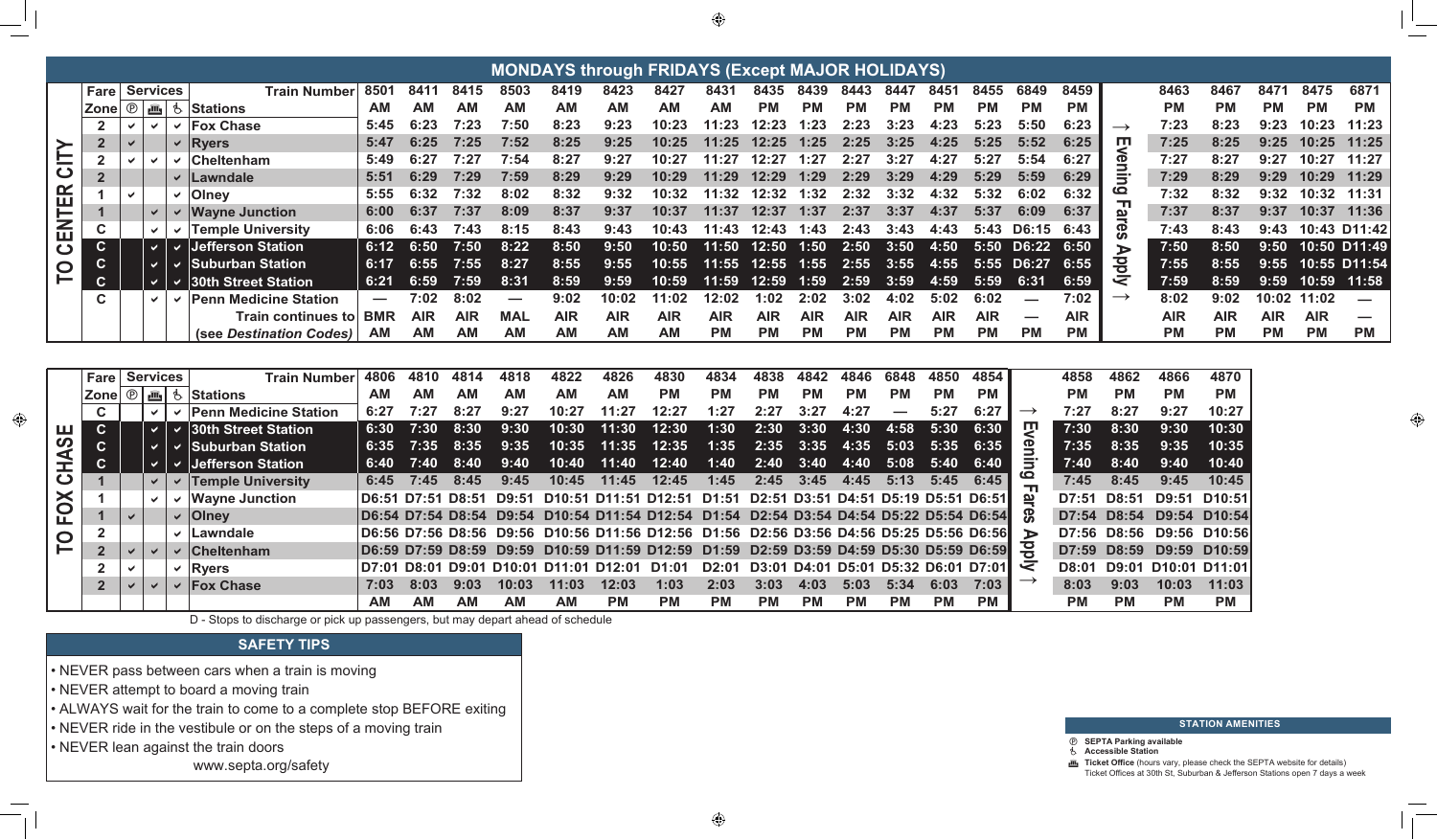## MONDAYS through FRIDAYS (Except MAJOR HOLIDAYS)

### TO CENTER CITY

| Fare Zone | Ⓟ | Ticket Office | Accessible | Train Number / Stations | 8501 | 8411 | 8415 | 8503 | 8419 | 8423 | 8427 | 8431 | 8435 | 8439 | 8443 | 8447 | 8451 | 8455 | 6849 | 8459 | | 8463 | 8467 | 8471 | 8475 | 6871 |
|---|---|---|---|---|---|---|---|---|---|---|---|---|---|---|---|---|---|---|---|---|---|---|---|---|---|---|
| | | | | | AM | AM | AM | AM | AM | AM | AM | AM | PM | PM | PM | PM | PM | PM | PM | PM | | PM | PM | PM | PM | PM |
| 2 | ✓ | ✓ | ✓ | Fox Chase | 5:45 | 6:23 | 7:23 | 7:50 | 8:23 | 9:23 | 10:23 | 11:23 | 12:23 | 1:23 | 2:23 | 3:23 | 4:23 | 5:23 | 5:50 | 6:23 | → | 7:23 | 8:23 | 9:23 | 10:23 | 11:23 |
| 2 | ✓ | | ✓ | Ryers | 5:47 | 6:25 | 7:25 | 7:52 | 8:25 | 9:25 | 10:25 | 11:25 | 12:25 | 1:25 | 2:25 | 3:25 | 4:25 | 5:25 | 5:52 | 6:25 | Evening | 7:25 | 8:25 | 9:25 | 10:25 | 11:25 |
| 2 | ✓ | ✓ | ✓ | Cheltenham | 5:49 | 6:27 | 7:27 | 7:54 | 8:27 | 9:27 | 10:27 | 11:27 | 12:27 | 1:27 | 2:27 | 3:27 | 4:27 | 5:27 | 5:54 | 6:27 | Fares | 7:27 | 8:27 | 9:27 | 10:27 | 11:27 |
| 2 | | | ✓ | Lawndale | 5:51 | 6:29 | 7:29 | 7:59 | 8:29 | 9:29 | 10:29 | 11:29 | 12:29 | 1:29 | 2:29 | 3:29 | 4:29 | 5:29 | 5:59 | 6:29 | Apply | 7:29 | 8:29 | 9:29 | 10:29 | 11:29 |
| 1 | ✓ | | ✓ | Olney | 5:55 | 6:32 | 7:32 | 8:02 | 8:32 | 9:32 | 10:32 | 11:32 | 12:32 | 1:32 | 2:32 | 3:32 | 4:32 | 5:32 | 6:02 | 6:32 | | 7:32 | 8:32 | 9:32 | 10:32 | 11:31 |
| 1 | | ✓ | ✓ | Wayne Junction | 6:00 | 6:37 | 7:37 | 8:09 | 8:37 | 9:37 | 10:37 | 11:37 | 12:37 | 1:37 | 2:37 | 3:37 | 4:37 | 5:37 | 6:09 | 6:37 | | 7:37 | 8:37 | 9:37 | 10:37 | 11:36 |
| C | | ✓ | ✓ | Temple University | 6:06 | 6:43 | 7:43 | 8:15 | 8:43 | 9:43 | 10:43 | 11:43 | 12:43 | 1:43 | 2:43 | 3:43 | 4:43 | 5:43 | D6:15 | 6:43 | | 7:43 | 8:43 | 9:43 | 10:43 | D11:42 |
| C | | ✓ | ✓ | Jefferson Station | 6:12 | 6:50 | 7:50 | 8:22 | 8:50 | 9:50 | 10:50 | 11:50 | 12:50 | 1:50 | 2:50 | 3:50 | 4:50 | 5:50 | D6:22 | 6:50 | | 7:50 | 8:50 | 9:50 | 10:50 | D11:49 |
| C | | ✓ | ✓ | Suburban Station | 6:17 | 6:55 | 7:55 | 8:27 | 8:55 | 9:55 | 10:55 | 11:55 | 12:55 | 1:55 | 2:55 | 3:55 | 4:55 | 5:55 | D6:27 | 6:55 | | 7:55 | 8:55 | 9:55 | 10:55 | D11:54 |
| C | | ✓ | ✓ | 30th Street Station | 6:21 | 6:59 | 7:59 | 8:31 | 8:59 | 9:59 | 10:59 | 11:59 | 12:59 | 1:59 | 2:59 | 3:59 | 4:59 | 5:59 | 6:31 | 6:59 | | 7:59 | 8:59 | 9:59 | 10:59 | 11:58 |
| C | | ✓ | ✓ | Penn Medicine Station | — | 7:02 | 8:02 | — | 9:02 | 10:02 | 11:02 | 12:02 | 1:02 | 2:02 | 3:02 | 4:02 | 5:02 | 6:02 | — | 7:02 | → | 8:02 | 9:02 | 10:02 | 11:02 | — |
| | | | | Train continues to (see *Destination Codes*) | BMR | AIR | AIR | MAL | AIR | AIR | AIR | AIR | AIR | AIR | AIR | AIR | AIR | AIR | — | AIR | | AIR | AIR | AIR | AIR | — |
| | | | | | AM | AM | AM | AM | AM | AM | AM | PM | PM | PM | PM | PM | PM | PM | PM | PM | | PM | PM | PM | PM | PM |

### TO FOX CHASE

| Fare Zone | Ⓟ | Ticket Office | Accessible | Train Number / Stations | 4806 | 4810 | 4814 | 4818 | 4822 | 4826 | 4830 | 4834 | 4838 | 4842 | 4846 | 6848 | 4850 | 4854 | | 4858 | 4862 | 4866 | 4870 |
|---|---|---|---|---|---|---|---|---|---|---|---|---|---|---|---|---|---|---|---|---|---|---|---|
| | | | | | AM | AM | AM | AM | AM | AM | PM | PM | PM | PM | PM | PM | PM | PM | | PM | PM | PM | PM |
| C | | ✓ | ✓ | Penn Medicine Station | 6:27 | 7:27 | 8:27 | 9:27 | 10:27 | 11:27 | 12:27 | 1:27 | 2:27 | 3:27 | 4:27 | — | 5:27 | 6:27 | → | 7:27 | 8:27 | 9:27 | 10:27 |
| C | | ✓ | ✓ | 30th Street Station | 6:30 | 7:30 | 8:30 | 9:30 | 10:30 | 11:30 | 12:30 | 1:30 | 2:30 | 3:30 | 4:30 | 4:58 | 5:30 | 6:30 | Evening | 7:30 | 8:30 | 9:30 | 10:30 |
| C | | ✓ | ✓ | Suburban Station | 6:35 | 7:35 | 8:35 | 9:35 | 10:35 | 11:35 | 12:35 | 1:35 | 2:35 | 3:35 | 4:35 | 5:03 | 5:35 | 6:35 | Fares | 7:35 | 8:35 | 9:35 | 10:35 |
| C | | ✓ | ✓ | Jefferson Station | 6:40 | 7:40 | 8:40 | 9:40 | 10:40 | 11:40 | 12:40 | 1:40 | 2:40 | 3:40 | 4:40 | 5:08 | 5:40 | 6:40 | Apply | 7:40 | 8:40 | 9:40 | 10:40 |
| 1 | | ✓ | ✓ | Temple University | 6:45 | 7:45 | 8:45 | 9:45 | 10:45 | 11:45 | 12:45 | 1:45 | 2:45 | 3:45 | 4:45 | 5:13 | 5:45 | 6:45 | | 7:45 | 8:45 | 9:45 | 10:45 |
| 1 | | ✓ | ✓ | Wayne Junction | D6:51 | D7:51 | D8:51 | D9:51 | D10:51 | D11:51 | D12:51 | D1:51 | D2:51 | D3:51 | D4:51 | D5:19 | D5:51 | D6:51 | | D7:51 | D8:51 | D9:51 | D10:51 |
| 1 | ✓ | | ✓ | Olney | D6:54 | D7:54 | D8:54 | D9:54 | D10:54 | D11:54 | D12:54 | D1:54 | D2:54 | D3:54 | D4:54 | D5:22 | D5:54 | D6:54 | | D7:54 | D8:54 | D9:54 | D10:54 |
| 2 | | | ✓ | Lawndale | D6:56 | D7:56 | D8:56 | D9:56 | D10:56 | D11:56 | D12:56 | D1:56 | D2:56 | D3:56 | D4:56 | D5:25 | D5:56 | D6:56 | | D7:56 | D8:56 | D9:56 | D10:56 |
| 2 | ✓ | ✓ | ✓ | Cheltenham | D6:59 | D7:59 | D8:59 | D9:59 | D10:59 | D11:59 | D12:59 | D1:59 | D2:59 | D3:59 | D4:59 | D5:30 | D5:59 | D6:59 | | D7:59 | D8:59 | D9:59 | D10:59 |
| 2 | ✓ | | ✓ | Ryers | D7:01 | D8:01 | D9:01 | D10:01 | D11:01 | D12:01 | D1:01 | D2:01 | D3:01 | D4:01 | D5:01 | D5:32 | D6:01 | D7:01 | | D8:01 | D9:01 | D10:01 | D11:01 |
| 2 | ✓ | ✓ | ✓ | Fox Chase | 7:03 | 8:03 | 9:03 | 10:03 | 11:03 | 12:03 | 1:03 | 2:03 | 3:03 | 4:03 | 5:03 | 5:34 | 6:03 | 7:03 | → | 8:03 | 9:03 | 10:03 | 11:03 |
| | | | | | AM | AM | AM | AM | AM | PM | PM | PM | PM | PM | PM | PM | PM | PM | | PM | PM | PM | PM |

D - Stops to discharge or pick up passengers, but may depart ahead of schedule

## SAFETY TIPS

- NEVER pass between cars when a train is moving
- NEVER attempt to board a moving train
- ALWAYS wait for the train to come to a complete stop BEFORE exiting
- NEVER ride in the vestibule or on the steps of a moving train
- NEVER lean against the train doors

www.septa.org/safety

## STATION AMENITIES

- Ⓟ **SEPTA Parking available**
- ♿ **Accessible Station**
- **Ticket Office** (hours vary, please check the SEPTA website for details)
  Ticket Offices at 30th St, Suburban & Jefferson Stations open 7 days a week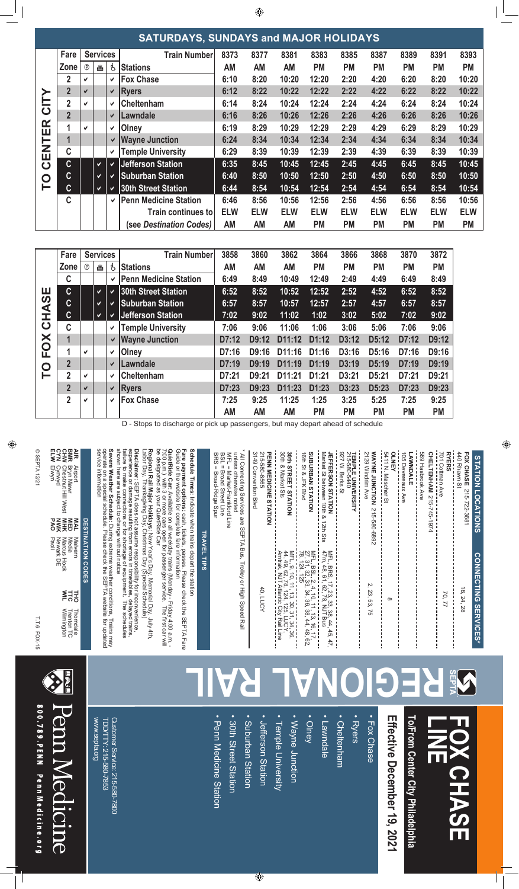## SATURDAYS, SUNDAYS and MAJOR HOLIDAYS

### TO CENTER CITY

| Fare Zone | Services ® | Services 🚲 | Services ♿ | Stations / Train Number | 8373 | 8377 | 8381 | 8383 | 8385 | 8387 | 8389 | 8391 | 8393 |
|---|---|---|---|---|---|---|---|---|---|---|---|---|---|
| | | | | | AM | AM | AM | PM | PM | PM | PM | PM | PM |
| 2 | ✔ | | ✔ | Fox Chase | 6:10 | 8:20 | 10:20 | 12:20 | 2:20 | 4:20 | 6:20 | 8:20 | 10:20 |
| 2 | ✔ | | ✔ | Ryers | 6:12 | 8:22 | 10:22 | 12:22 | 2:22 | 4:22 | 6:22 | 8:22 | 10:22 |
| 2 | ✔ | | ✔ | Cheltenham | 6:14 | 8:24 | 10:24 | 12:24 | 2:24 | 4:24 | 6:24 | 8:24 | 10:24 |
| 2 | | | ✔ | Lawndale | 6:16 | 8:26 | 10:26 | 12:26 | 2:26 | 4:26 | 6:26 | 8:26 | 10:26 |
| 1 | ✔ | | ✔ | Olney | 6:19 | 8:29 | 10:29 | 12:29 | 2:29 | 4:29 | 6:29 | 8:29 | 10:29 |
| 1 | | | ✔ | Wayne Junction | 6:24 | 8:34 | 10:34 | 12:34 | 2:34 | 4:34 | 6:34 | 8:34 | 10:34 |
| C | | | ✔ | Temple University | 6:29 | 8:39 | 10:39 | 12:39 | 2:39 | 4:39 | 6:39 | 8:39 | 10:39 |
| C | | ✔ | ✔ | Jefferson Station | 6:35 | 8:45 | 10:45 | 12:45 | 2:45 | 4:45 | 6:45 | 8:45 | 10:45 |
| C | | ✔ | ✔ | Suburban Station | 6:40 | 8:50 | 10:50 | 12:50 | 2:50 | 4:50 | 6:50 | 8:50 | 10:50 |
| C | | ✔ | ✔ | 30th Street Station | 6:44 | 8:54 | 10:54 | 12:54 | 2:54 | 4:54 | 6:54 | 8:54 | 10:54 |
| C | | | ✔ | Penn Medicine Station | 6:46 | 8:56 | 10:56 | 12:56 | 2:56 | 4:56 | 6:56 | 8:56 | 10:56 |
| | | | | Train continues to | ELW | ELW | ELW | ELW | ELW | ELW | ELW | ELW | ELW |
| | | | | (see Destination Codes) | AM | AM | AM | PM | PM | PM | PM | PM | PM |

### TO FOX CHASE

| Fare Zone | Services ® | Services 🚲 | Services ♿ | Stations / Train Number | 3858 | 3860 | 3862 | 3864 | 3866 | 3868 | 3870 | 3872 |
|---|---|---|---|---|---|---|---|---|---|---|---|---|
| | | | | | AM | AM | AM | PM | PM | PM | PM | PM |
| C | | | ✔ | Penn Medicine Station | 6:49 | 8:49 | 10:49 | 12:49 | 2:49 | 4:49 | 6:49 | 8:49 |
| C | | ✔ | ✔ | 30th Street Station | 6:52 | 8:52 | 10:52 | 12:52 | 2:52 | 4:52 | 6:52 | 8:52 |
| C | | ✔ | ✔ | Suburban Station | 6:57 | 8:57 | 10:57 | 12:57 | 2:57 | 4:57 | 6:57 | 8:57 |
| C | | ✔ | ✔ | Jefferson Station | 7:02 | 9:02 | 11:02 | 1:02 | 3:02 | 5:02 | 7:02 | 9:02 |
| C | | | ✔ | Temple University | 7:06 | 9:06 | 11:06 | 1:06 | 3:06 | 5:06 | 7:06 | 9:06 |
| 1 | | | ✔ | Wayne Junction | D7:12 | D9:12 | D11:12 | D1:12 | D3:12 | D5:12 | D7:12 | D9:12 |
| 1 | ✔ | | ✔ | Olney | D7:16 | D9:16 | D11:16 | D1:16 | D3:16 | D5:16 | D7:16 | D9:16 |
| 2 | | | ✔ | Lawndale | D7:19 | D9:19 | D11:19 | D1:19 | D3:19 | D5:19 | D7:19 | D9:19 |
| 2 | ✔ | | ✔ | Cheltenham | D7:21 | D9:21 | D11:21 | D1:21 | D3:21 | D5:21 | D7:21 | D9:21 |
| 2 | ✔ | | ✔ | Ryers | D7:23 | D9:23 | D11:23 | D1:23 | D3:23 | D5:23 | D7:23 | D9:23 |
| 2 | ✔ | | ✔ | Fox Chase | 7:25 | 9:25 | 11:25 | 1:25 | 3:25 | 5:25 | 7:25 | 9:25 |
| | | | | | AM | AM | AM | PM | PM | PM | PM | PM |

D - Stops to discharge or pick up passengers, but may depart ahead of schedule

## STATION LOCATIONS

| Station | Connecting Services* |
|---|---|
| **FOX CHASE** 215-722-3681, 440 Rhawn St | 18, 24, 28 |
| **RYERS**, 701 Cottman Ave | 70, 77 |
| **CHELTENHAM** 215-745-1974, 589 Hasbrook Ave | |
| **LAWNDALE**, 105 Devereaux Ave | |
| **OLNEY**, 5411 N. Mascher St | 8 |
| **WAYNE JUNCTION** 215-580-6892, 2129 Windrim Ave | 2, 23, 53, 75 |
| **TEMPLE UNIVERSITY** 215-580-6540, 927 W. Berks St | |
| **JEFFERSON STATION**, Market St between 10th & 12th Sts | MFL, BRS, 17, 23, 33, 38, 44, 45, 47, 47m, 48, 61, 62, 78, NJT Bus |
| **SUBURBAN STATION**, 16th St & JFK Blvd | MFL, BSL, 2, 4, 10, 11, 13, 16, 17, 27, 31, 32, 33, 34, 36, 38, 44, 48, 62, 78, 124, 125 |
| **30th STREET STATION**, 30th & Market Sts | MFL, 9, 10, 11, 13, 30, 31, 34, 36, 44, 49, 62, 78, 124, 125, LUCY, Amtrak, NJT Atlantic City Rail Line |
| **PENN MEDICINE STATION** 215-580-6565, 3149 Convention Blvd | 40, LUCY |

\* All Connecting Services are SEPTA Bus, Trolley or High Speed Rail unless otherwise noted

MFL = Market-Frankford Line
BSL = Broad Street Line
BRS = Broad-Ridge Spur

## TRAVEL TIPS

**Schedule Times:** Indicate when trains depart the station

**Fare payment options:** cash, tickets, passes. Please check the SEPTA Fare Guide or the website for complete fare information

**QuietRide Car:** Available on all weekday trains (Monday - Friday 4:00 a.m. - 7:00 p.m.) with 3 or more cars open for passenger service. The first car will be designated as your QuietRide Car

**Regional Rail Major Holidays:** New Year's Day, Memorial Day, July 4th, Labor Day, Thanksgiving Day, Christmas Day (Special Schedule)

**Disclaimer:** SEPTA does not assume responsibility for inconvenience, expense or damage resulting from errors in timetables, delayed trains, failure to make connections or for shortage of equipment. The schedules shown here are subject to change without notice.

**Severe Weather Schedule:** During extreme weather conditions, Trains may operate on a special schedule. Please check the SEPTA website for updated service information

## DESTINATION CODES

| | | | | | |
|---|---|---|---|---|---|
| AIR | Airport | MAL | Malvern | THO | Thorndale |
| BMR | Bryn Mawr | MED | Media | TTC | Trenton TC |
| CHW | Chestnut Hill West | MHK | Marcus Hook | WIL | Wilmington |
| CYN | Cynwyd | NWK | Newark DE | | |
| ELW | Elwyn | PAO | Paoli | | |

© SEPTA 12/21 T.T.6 FOX-15

# SEPTA REGIONAL RAIL

# FOX CHASE LINE

**To/From Center City Philadelphia**

**Effective December 19, 2021**

- Fox Chase
- Ryers
- Cheltenham
- Lawndale
- Olney
- Wayne Junction
- Temple University
- Jefferson Station
- Suburban Station
- 30th Street Station
- Penn Medicine Station

Customer Service: 215-580-7800
TDD/TTY: 215-580-7853
www.septa.org

Penn Medicine
800.789.PENN PennMedicine.org